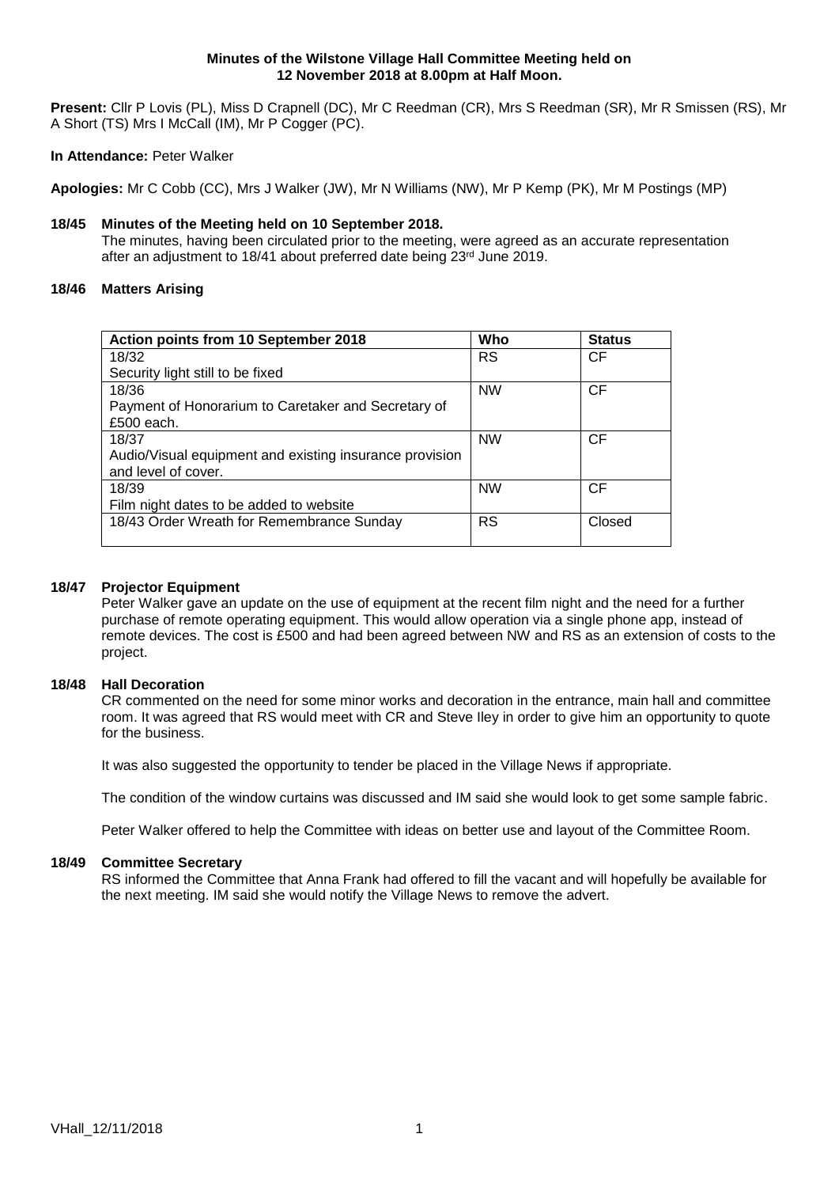**Minutes of the Wilstone Village Hall Committee Meeting held on 12 November 2018 at 8.00pm at Half Moon.**

**Present:** Cllr P Lovis (PL), Miss D Crapnell (DC), Mr C Reedman (CR), Mrs S Reedman (SR), Mr R Smissen (RS), Mr A Short (TS) Mrs I McCall (IM), Mr P Cogger (PC).

**In Attendance:** Peter Walker

**Apologies:** Mr C Cobb (CC), Mrs J Walker (JW), Mr N Williams (NW), Mr P Kemp (PK), Mr M Postings (MP)

**18/45 Minutes of the Meeting held on 10 September 2018.**

The minutes, having been circulated prior to the meeting, were agreed as an accurate representation after an adjustment to 18/41 about preferred date being 23rd June 2019.

**18/46 Matters Arising**

| Action points from 10 September 2018 | Who | Status |
|---|---|---|
| 18/32 Security light still to be fixed | RS | CF |
| 18/36 Payment of Honorarium to Caretaker and Secretary of £500 each. | NW | CF |
| 18/37 Audio/Visual equipment and existing insurance provision and level of cover. | NW | CF |
| 18/39 Film night dates to be added to website | NW | CF |
| 18/43 Order Wreath for Remembrance Sunday | RS | Closed |

**18/47 Projector Equipment**

Peter Walker gave an update on the use of equipment at the recent film night and the need for a further purchase of remote operating equipment. This would allow operation via a single phone app, instead of remote devices. The cost is £500 and had been agreed between NW and RS as an extension of costs to the project.

**18/48 Hall Decoration**

CR commented on the need for some minor works and decoration in the entrance, main hall and committee room. It was agreed that RS would meet with CR and Steve Iley in order to give him an opportunity to quote for the business.

It was also suggested the opportunity to tender be placed in the Village News if appropriate.

The condition of the window curtains was discussed and IM said she would look to get some sample fabric.

Peter Walker offered to help the Committee with ideas on better use and layout of the Committee Room.

**18/49 Committee Secretary**

RS informed the Committee that Anna Frank had offered to fill the vacant and will hopefully be available for the next meeting. IM said she would notify the Village News to remove the advert.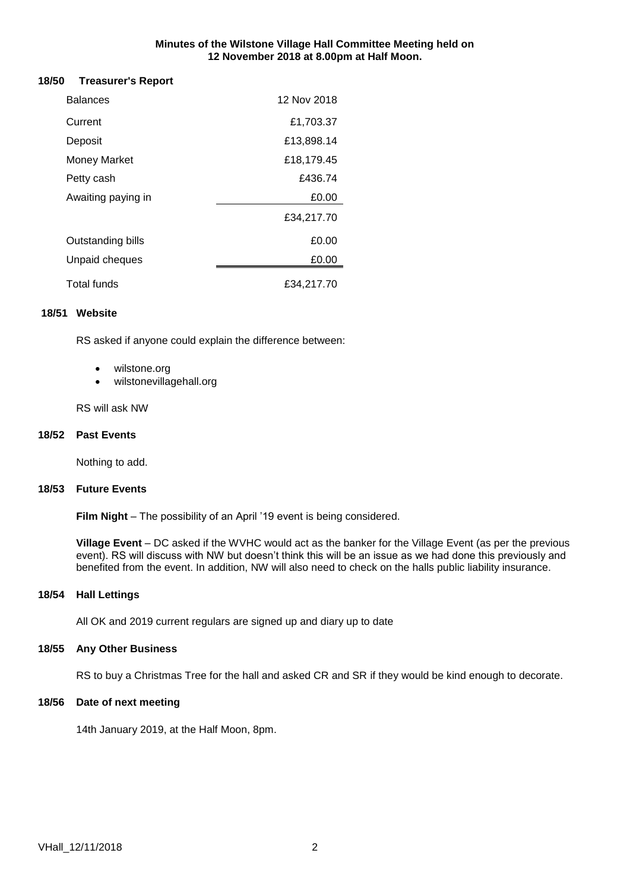**Minutes of the Wilstone Village Hall Committee Meeting held on 12 November 2018 at 8.00pm at Half Moon.**

### 18/50 Treasurer's Report

| Balances | 12 Nov 2018 |
|---|---|
| Current | £1,703.37 |
| Deposit | £13,898.14 |
| Money Market | £18,179.45 |
| Petty cash | £436.74 |
| Awaiting paying in | £0.00 |
| | £34,217.70 |
| Outstanding bills | £0.00 |
| Unpaid cheques | £0.00 |
| Total funds | £34,217.70 |

### 18/51 Website

RS asked if anyone could explain the difference between:

- wilstone.org
- wilstonevillagehall.org

RS will ask NW

### 18/52 Past Events

Nothing to add.

### 18/53 Future Events

**Film Night** – The possibility of an April '19 event is being considered.

**Village Event** – DC asked if the WVHC would act as the banker for the Village Event (as per the previous event). RS will discuss with NW but doesn't think this will be an issue as we had done this previously and benefited from the event. In addition, NW will also need to check on the halls public liability insurance.

### 18/54 Hall Lettings

All OK and 2019 current regulars are signed up and diary up to date

### 18/55 Any Other Business

RS to buy a Christmas Tree for the hall and asked CR and SR if they would be kind enough to decorate.

### 18/56 Date of next meeting

14th January 2019, at the Half Moon, 8pm.

VHall_12/11/2018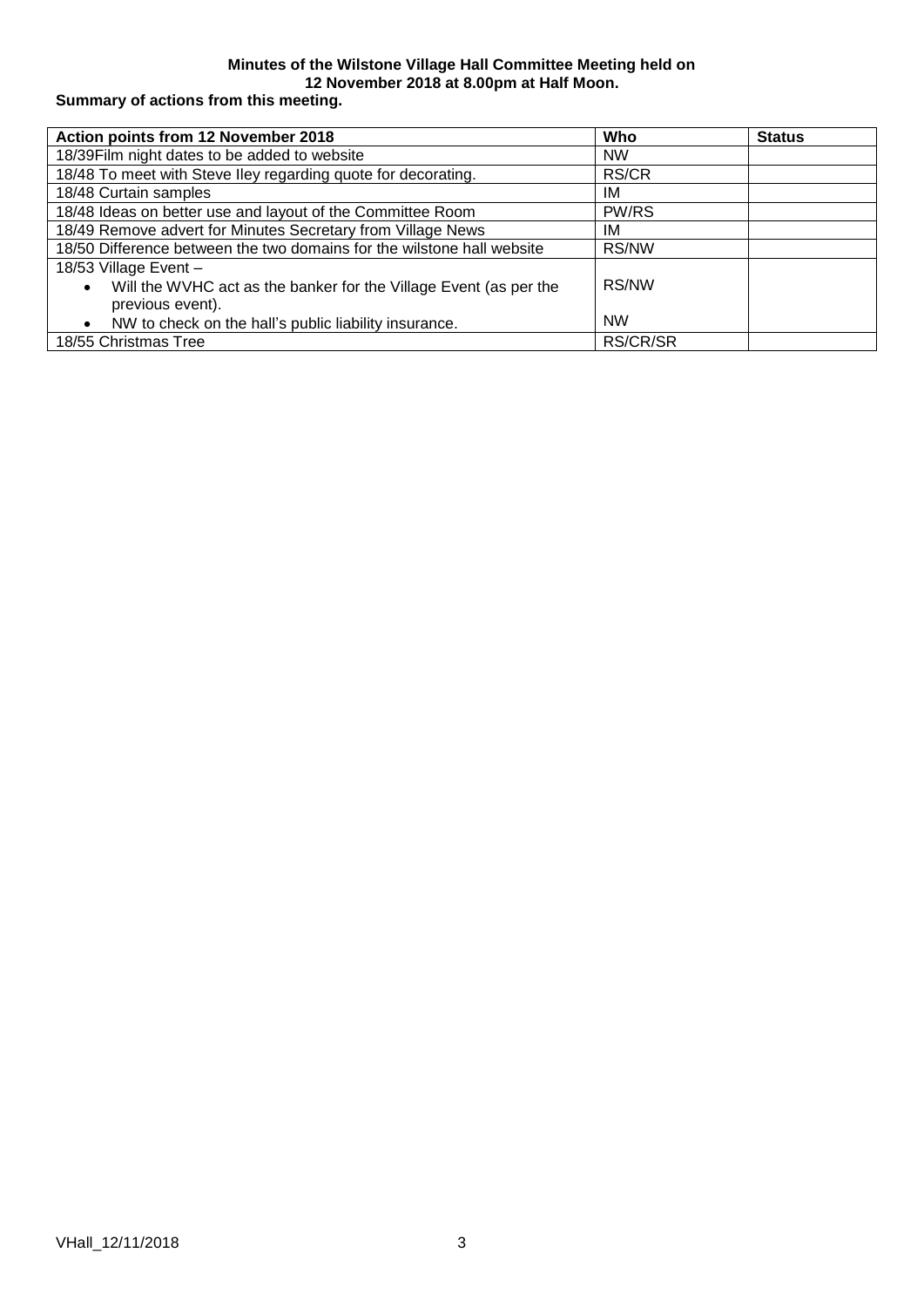**Minutes of the Wilstone Village Hall Committee Meeting held on 12 November 2018 at 8.00pm at Half Moon.**

**Summary of actions from this meeting.**

| Action points from 12 November 2018 | Who | Status |
|---|---|---|
| 18/39Film night dates to be added to website | NW | |
| 18/48 To meet with Steve Iley regarding quote for decorating. | RS/CR | |
| 18/48 Curtain samples | IM | |
| 18/48 Ideas on better use and layout of the Committee Room | PW/RS | |
| 18/49 Remove advert for Minutes Secretary from Village News | IM | |
| 18/50 Difference between the two domains for the wilstone hall website | RS/NW | |
| 18/53 Village Event – <br>• Will the WVHC act as the banker for the Village Event (as per the previous event). <br>• NW to check on the hall's public liability insurance. | RS/NW <br><br>NW | |
| 18/55 Christmas Tree | RS/CR/SR | |